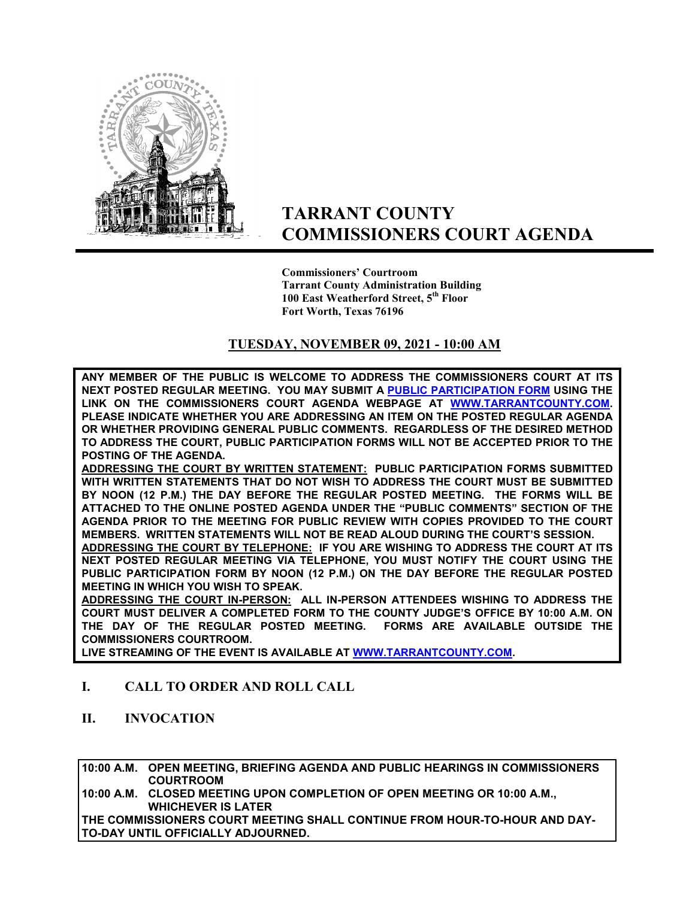# TARRANT COUNTY COMMISSIONERS COURT AGENDA

**Commissioners' Courtroom**
**Tarrant County Administration Building**
**100 East Weatherford Street, 5th Floor**
**Fort Worth, Texas 76196**

## TUESDAY, NOVEMBER 09, 2021 - 10:00 AM

**ANY MEMBER OF THE PUBLIC IS WELCOME TO ADDRESS THE COMMISSIONERS COURT AT ITS NEXT POSTED REGULAR MEETING. YOU MAY SUBMIT A PUBLIC PARTICIPATION FORM USING THE LINK ON THE COMMISSIONERS COURT AGENDA WEBPAGE AT WWW.TARRANTCOUNTY.COM. PLEASE INDICATE WHETHER YOU ARE ADDRESSING AN ITEM ON THE POSTED REGULAR AGENDA OR WHETHER PROVIDING GENERAL PUBLIC COMMENTS. REGARDLESS OF THE DESIRED METHOD TO ADDRESS THE COURT, PUBLIC PARTICIPATION FORMS WILL NOT BE ACCEPTED PRIOR TO THE POSTING OF THE AGENDA.**

**ADDRESSING THE COURT BY WRITTEN STATEMENT: PUBLIC PARTICIPATION FORMS SUBMITTED WITH WRITTEN STATEMENTS THAT DO NOT WISH TO ADDRESS THE COURT MUST BE SUBMITTED BY NOON (12 P.M.) THE DAY BEFORE THE REGULAR POSTED MEETING. THE FORMS WILL BE ATTACHED TO THE ONLINE POSTED AGENDA UNDER THE "PUBLIC COMMENTS" SECTION OF THE AGENDA PRIOR TO THE MEETING FOR PUBLIC REVIEW WITH COPIES PROVIDED TO THE COURT MEMBERS. WRITTEN STATEMENTS WILL NOT BE READ ALOUD DURING THE COURT'S SESSION.**

**ADDRESSING THE COURT BY TELEPHONE: IF YOU ARE WISHING TO ADDRESS THE COURT AT ITS NEXT POSTED REGULAR MEETING VIA TELEPHONE, YOU MUST NOTIFY THE COURT USING THE PUBLIC PARTICIPATION FORM BY NOON (12 P.M.) ON THE DAY BEFORE THE REGULAR POSTED MEETING IN WHICH YOU WISH TO SPEAK.**

**ADDRESSING THE COURT IN-PERSON: ALL IN-PERSON ATTENDEES WISHING TO ADDRESS THE COURT MUST DELIVER A COMPLETED FORM TO THE COUNTY JUDGE'S OFFICE BY 10:00 A.M. ON THE DAY OF THE REGULAR POSTED MEETING. FORMS ARE AVAILABLE OUTSIDE THE COMMISSIONERS COURTROOM.**

**LIVE STREAMING OF THE EVENT IS AVAILABLE AT WWW.TARRANTCOUNTY.COM.**

## I. CALL TO ORDER AND ROLL CALL

## II. INVOCATION

**10:00 A.M. OPEN MEETING, BRIEFING AGENDA AND PUBLIC HEARINGS IN COMMISSIONERS COURTROOM**

**10:00 A.M. CLOSED MEETING UPON COMPLETION OF OPEN MEETING OR 10:00 A.M., WHICHEVER IS LATER**

**THE COMMISSIONERS COURT MEETING SHALL CONTINUE FROM HOUR-TO-HOUR AND DAY-TO-DAY UNTIL OFFICIALLY ADJOURNED.**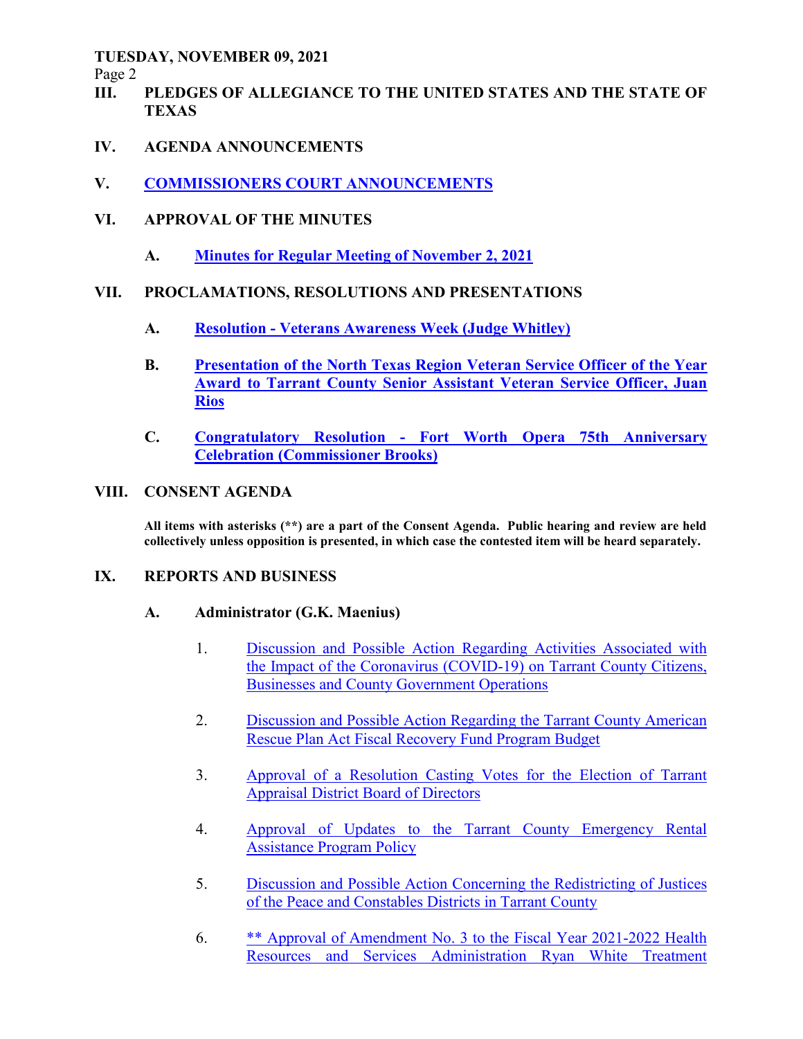## III. PLEDGES OF ALLEGIANCE TO THE UNITED STATES AND THE STATE OF TEXAS

## IV. AGENDA ANNOUNCEMENTS

## V. COMMISSIONERS COURT ANNOUNCEMENTS

## VI. APPROVAL OF THE MINUTES

**A. Minutes for Regular Meeting of November 2, 2021**

## VII. PROCLAMATIONS, RESOLUTIONS AND PRESENTATIONS

**A. Resolution - Veterans Awareness Week (Judge Whitley)**

**B. Presentation of the North Texas Region Veteran Service Officer of the Year Award to Tarrant County Senior Assistant Veteran Service Officer, Juan Rios**

**C. Congratulatory Resolution - Fort Worth Opera 75th Anniversary Celebration (Commissioner Brooks)**

## VIII. CONSENT AGENDA

**All items with asterisks (**) are a part of the Consent Agenda. Public hearing and review are held collectively unless opposition is presented, in which case the contested item will be heard separately.**

## IX. REPORTS AND BUSINESS

### A. Administrator (G.K. Maenius)

1. Discussion and Possible Action Regarding Activities Associated with the Impact of the Coronavirus (COVID-19) on Tarrant County Citizens, Businesses and County Government Operations

2. Discussion and Possible Action Regarding the Tarrant County American Rescue Plan Act Fiscal Recovery Fund Program Budget

3. Approval of a Resolution Casting Votes for the Election of Tarrant Appraisal District Board of Directors

4. Approval of Updates to the Tarrant County Emergency Rental Assistance Program Policy

5. Discussion and Possible Action Concerning the Redistricting of Justices of the Peace and Constables Districts in Tarrant County

6. ** Approval of Amendment No. 3 to the Fiscal Year 2021-2022 Health Resources and Services Administration Ryan White Treatment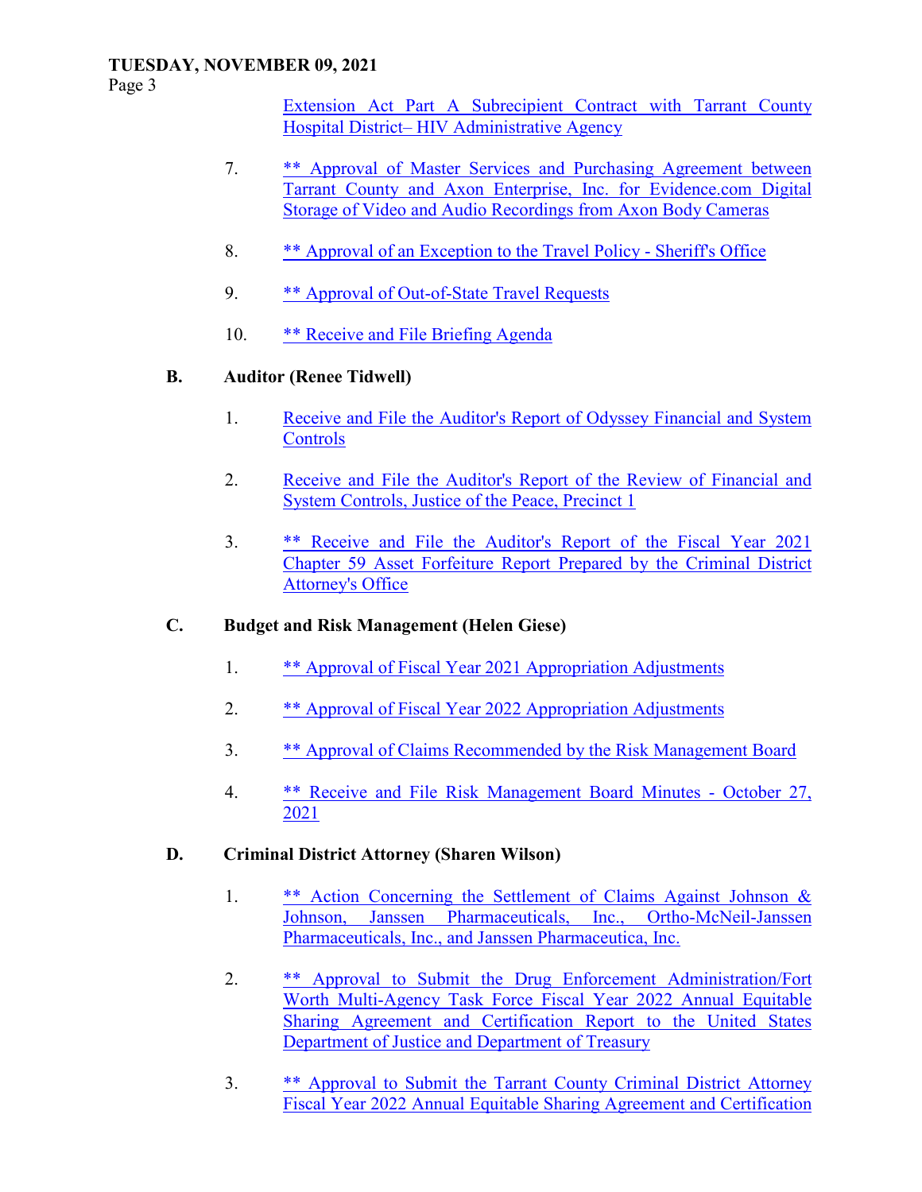Extension Act Part A Subrecipient Contract with Tarrant County Hospital District– HIV Administrative Agency

7. ** Approval of Master Services and Purchasing Agreement between Tarrant County and Axon Enterprise, Inc. for Evidence.com Digital Storage of Video and Audio Recordings from Axon Body Cameras

8. ** Approval of an Exception to the Travel Policy - Sheriff's Office

9. ** Approval of Out-of-State Travel Requests

10. ** Receive and File Briefing Agenda

**B. Auditor (Renee Tidwell)**

1. Receive and File the Auditor's Report of Odyssey Financial and System Controls

2. Receive and File the Auditor's Report of the Review of Financial and System Controls, Justice of the Peace, Precinct 1

3. ** Receive and File the Auditor's Report of the Fiscal Year 2021 Chapter 59 Asset Forfeiture Report Prepared by the Criminal District Attorney's Office

**C. Budget and Risk Management (Helen Giese)**

1. ** Approval of Fiscal Year 2021 Appropriation Adjustments

2. ** Approval of Fiscal Year 2022 Appropriation Adjustments

3. ** Approval of Claims Recommended by the Risk Management Board

4. ** Receive and File Risk Management Board Minutes - October 27, 2021

**D. Criminal District Attorney (Sharen Wilson)**

1. ** Action Concerning the Settlement of Claims Against Johnson & Johnson, Janssen Pharmaceuticals, Inc., Ortho-McNeil-Janssen Pharmaceuticals, Inc., and Janssen Pharmaceutica, Inc.

2. ** Approval to Submit the Drug Enforcement Administration/Fort Worth Multi-Agency Task Force Fiscal Year 2022 Annual Equitable Sharing Agreement and Certification Report to the United States Department of Justice and Department of Treasury

3. ** Approval to Submit the Tarrant County Criminal District Attorney Fiscal Year 2022 Annual Equitable Sharing Agreement and Certification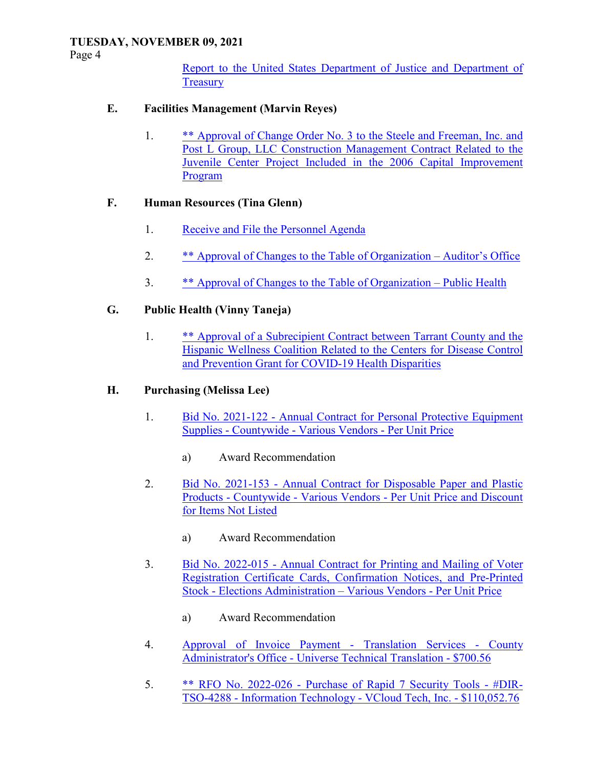Report to the United States Department of Justice and Department of Treasury

**E. Facilities Management (Marvin Reyes)**

1. ** Approval of Change Order No. 3 to the Steele and Freeman, Inc. and Post L Group, LLC Construction Management Contract Related to the Juvenile Center Project Included in the 2006 Capital Improvement Program

**F. Human Resources (Tina Glenn)**

1. Receive and File the Personnel Agenda

2. ** Approval of Changes to the Table of Organization – Auditor's Office

3. ** Approval of Changes to the Table of Organization – Public Health

**G. Public Health (Vinny Taneja)**

1. ** Approval of a Subrecipient Contract between Tarrant County and the Hispanic Wellness Coalition Related to the Centers for Disease Control and Prevention Grant for COVID-19 Health Disparities

**H. Purchasing (Melissa Lee)**

1. Bid No. 2021-122 - Annual Contract for Personal Protective Equipment Supplies - Countywide - Various Vendors - Per Unit Price

   a) Award Recommendation

2. Bid No. 2021-153 - Annual Contract for Disposable Paper and Plastic Products - Countywide - Various Vendors - Per Unit Price and Discount for Items Not Listed

   a) Award Recommendation

3. Bid No. 2022-015 - Annual Contract for Printing and Mailing of Voter Registration Certificate Cards, Confirmation Notices, and Pre-Printed Stock - Elections Administration – Various Vendors - Per Unit Price

   a) Award Recommendation

4. Approval of Invoice Payment - Translation Services - County Administrator's Office - Universe Technical Translation - $700.56

5. ** RFO No. 2022-026 - Purchase of Rapid 7 Security Tools - #DIR-TSO-4288 - Information Technology - VCloud Tech, Inc. - $110,052.76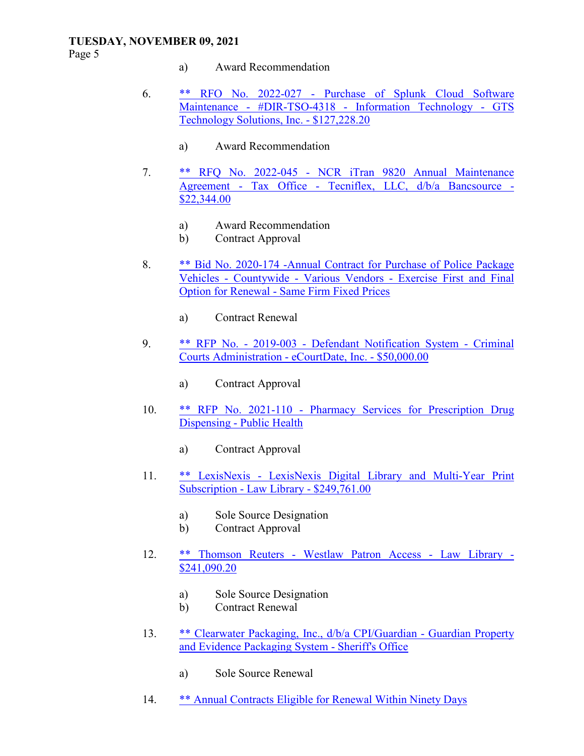a) Award Recommendation

6. ** RFO No. 2022-027 - Purchase of Splunk Cloud Software Maintenance - #DIR-TSO-4318 - Information Technology - GTS Technology Solutions, Inc. - $127,228.20

   a) Award Recommendation

7. ** RFQ No. 2022-045 - NCR iTran 9820 Annual Maintenance Agreement - Tax Office - Tecniflex, LLC, d/b/a Bancsource - $22,344.00

   a) Award Recommendation
   b) Contract Approval

8. ** Bid No. 2020-174 -Annual Contract for Purchase of Police Package Vehicles - Countywide - Various Vendors - Exercise First and Final Option for Renewal - Same Firm Fixed Prices

   a) Contract Renewal

9. ** RFP No. - 2019-003 - Defendant Notification System - Criminal Courts Administration - eCourtDate, Inc. - $50,000.00

   a) Contract Approval

10. ** RFP No. 2021-110 - Pharmacy Services for Prescription Drug Dispensing - Public Health

    a) Contract Approval

11. ** LexisNexis - LexisNexis Digital Library and Multi-Year Print Subscription - Law Library - $249,761.00

    a) Sole Source Designation
    b) Contract Approval

12. ** Thomson Reuters - Westlaw Patron Access - Law Library - $241,090.20

    a) Sole Source Designation
    b) Contract Renewal

13. ** Clearwater Packaging, Inc., d/b/a CPI/Guardian - Guardian Property and Evidence Packaging System - Sheriff's Office

    a) Sole Source Renewal

14. ** Annual Contracts Eligible for Renewal Within Ninety Days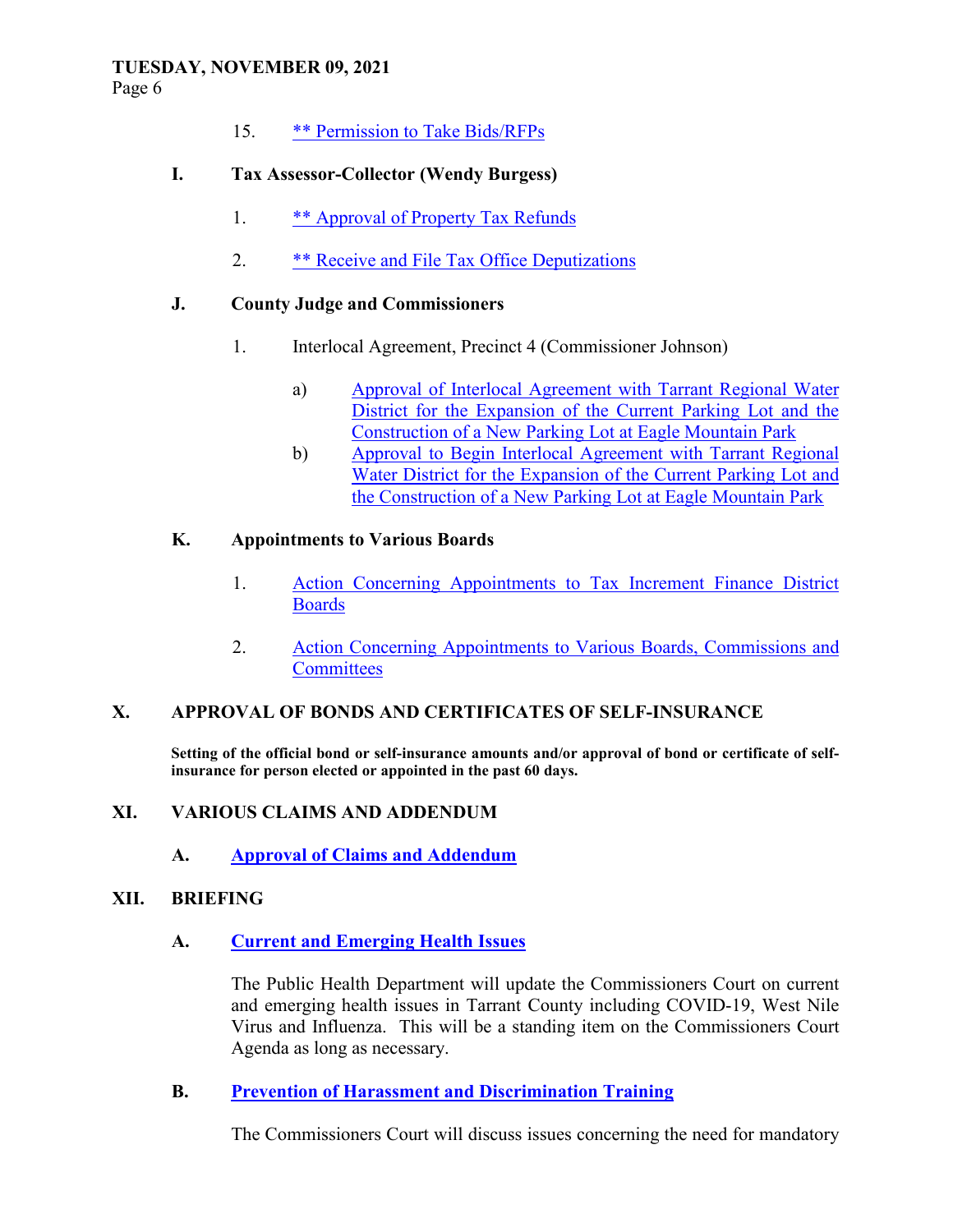15. ** Permission to Take Bids/RFPs

**I. Tax Assessor-Collector (Wendy Burgess)**

1. ** Approval of Property Tax Refunds

2. ** Receive and File Tax Office Deputizations

**J. County Judge and Commissioners**

1. Interlocal Agreement, Precinct 4 (Commissioner Johnson)

   a) Approval of Interlocal Agreement with Tarrant Regional Water District for the Expansion of the Current Parking Lot and the Construction of a New Parking Lot at Eagle Mountain Park

   b) Approval to Begin Interlocal Agreement with Tarrant Regional Water District for the Expansion of the Current Parking Lot and the Construction of a New Parking Lot at Eagle Mountain Park

**K. Appointments to Various Boards**

1. Action Concerning Appointments to Tax Increment Finance District Boards

2. Action Concerning Appointments to Various Boards, Commissions and Committees

## X. APPROVAL OF BONDS AND CERTIFICATES OF SELF-INSURANCE

**Setting of the official bond or self-insurance amounts and/or approval of bond or certificate of self-insurance for person elected or appointed in the past 60 days.**

## XI. VARIOUS CLAIMS AND ADDENDUM

**A. Approval of Claims and Addendum**

## XII. BRIEFING

**A. Current and Emerging Health Issues**

The Public Health Department will update the Commissioners Court on current and emerging health issues in Tarrant County including COVID-19, West Nile Virus and Influenza. This will be a standing item on the Commissioners Court Agenda as long as necessary.

**B. Prevention of Harassment and Discrimination Training**

The Commissioners Court will discuss issues concerning the need for mandatory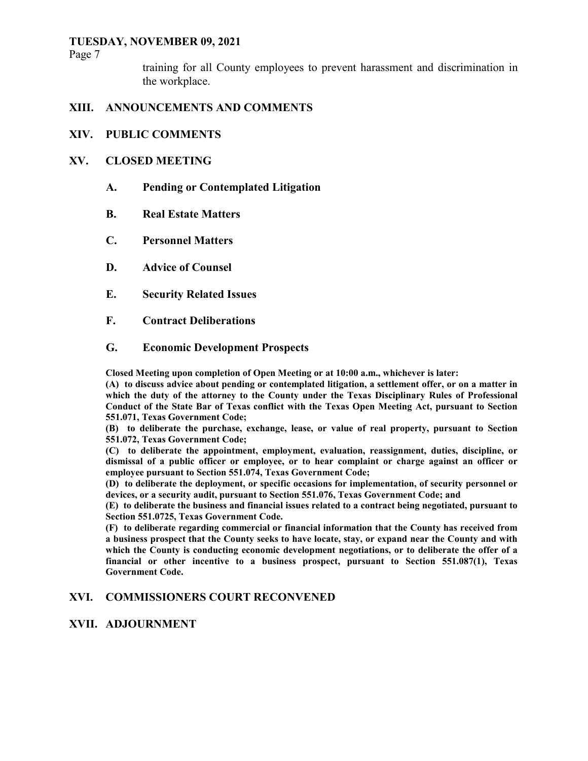training for all County employees to prevent harassment and discrimination in the workplace.

## XIII. ANNOUNCEMENTS AND COMMENTS

## XIV. PUBLIC COMMENTS

## XV. CLOSED MEETING

### A. Pending or Contemplated Litigation

### B. Real Estate Matters

### C. Personnel Matters

### D. Advice of Counsel

### E. Security Related Issues

### F. Contract Deliberations

### G. Economic Development Prospects

**Closed Meeting upon completion of Open Meeting or at 10:00 a.m., whichever is later:**

**(A) to discuss advice about pending or contemplated litigation, a settlement offer, or on a matter in which the duty of the attorney to the County under the Texas Disciplinary Rules of Professional Conduct of the State Bar of Texas conflict with the Texas Open Meeting Act, pursuant to Section 551.071, Texas Government Code;**

**(B) to deliberate the purchase, exchange, lease, or value of real property, pursuant to Section 551.072, Texas Government Code;**

**(C) to deliberate the appointment, employment, evaluation, reassignment, duties, discipline, or dismissal of a public officer or employee, or to hear complaint or charge against an officer or employee pursuant to Section 551.074, Texas Government Code;**

**(D) to deliberate the deployment, or specific occasions for implementation, of security personnel or devices, or a security audit, pursuant to Section 551.076, Texas Government Code; and**

**(E) to deliberate the business and financial issues related to a contract being negotiated, pursuant to Section 551.0725, Texas Government Code.**

**(F) to deliberate regarding commercial or financial information that the County has received from a business prospect that the County seeks to have locate, stay, or expand near the County and with which the County is conducting economic development negotiations, or to deliberate the offer of a financial or other incentive to a business prospect, pursuant to Section 551.087(1), Texas Government Code.**

## XVI. COMMISSIONERS COURT RECONVENED

## XVII. ADJOURNMENT